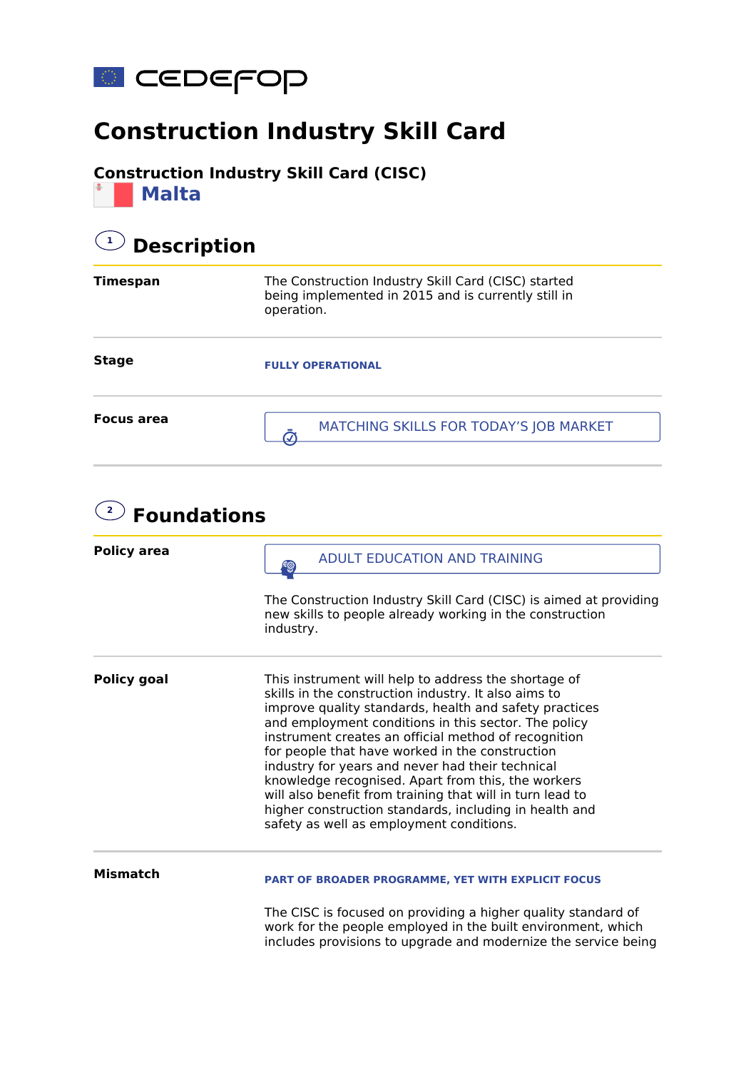cedefop

# Construction Industry Skill Card

**Construction Industry Skill Card (CISC)**

## Malta

## 1 Description

**Timespan**

The Construction Industry Skill Card (CISC) started being implemented in 2015 and is currently still in operation.

**Stage**

FULLY OPERATIONAL

**Focus area**

MATCHING SKILLS FOR TODAY'S JOB MARKET

## 2 Foundations

**Policy area**

ADULT EDUCATION AND TRAINING

The Construction Industry Skill Card (CISC) is aimed at providing new skills to people already working in the construction industry.

**Policy goal**

This instrument will help to address the shortage of skills in the construction industry. It also aims to improve quality standards, health and safety practices and employment conditions in this sector. The policy instrument creates an official method of recognition for people that have worked in the construction industry for years and never had their technical knowledge recognised. Apart from this, the workers will also benefit from training that will in turn lead to higher construction standards, including in health and safety as well as employment conditions.

**Mismatch**

PART OF BROADER PROGRAMME, YET WITH EXPLICIT FOCUS

The CISC is focused on providing a higher quality standard of work for the people employed in the built environment, which includes provisions to upgrade and modernize the service being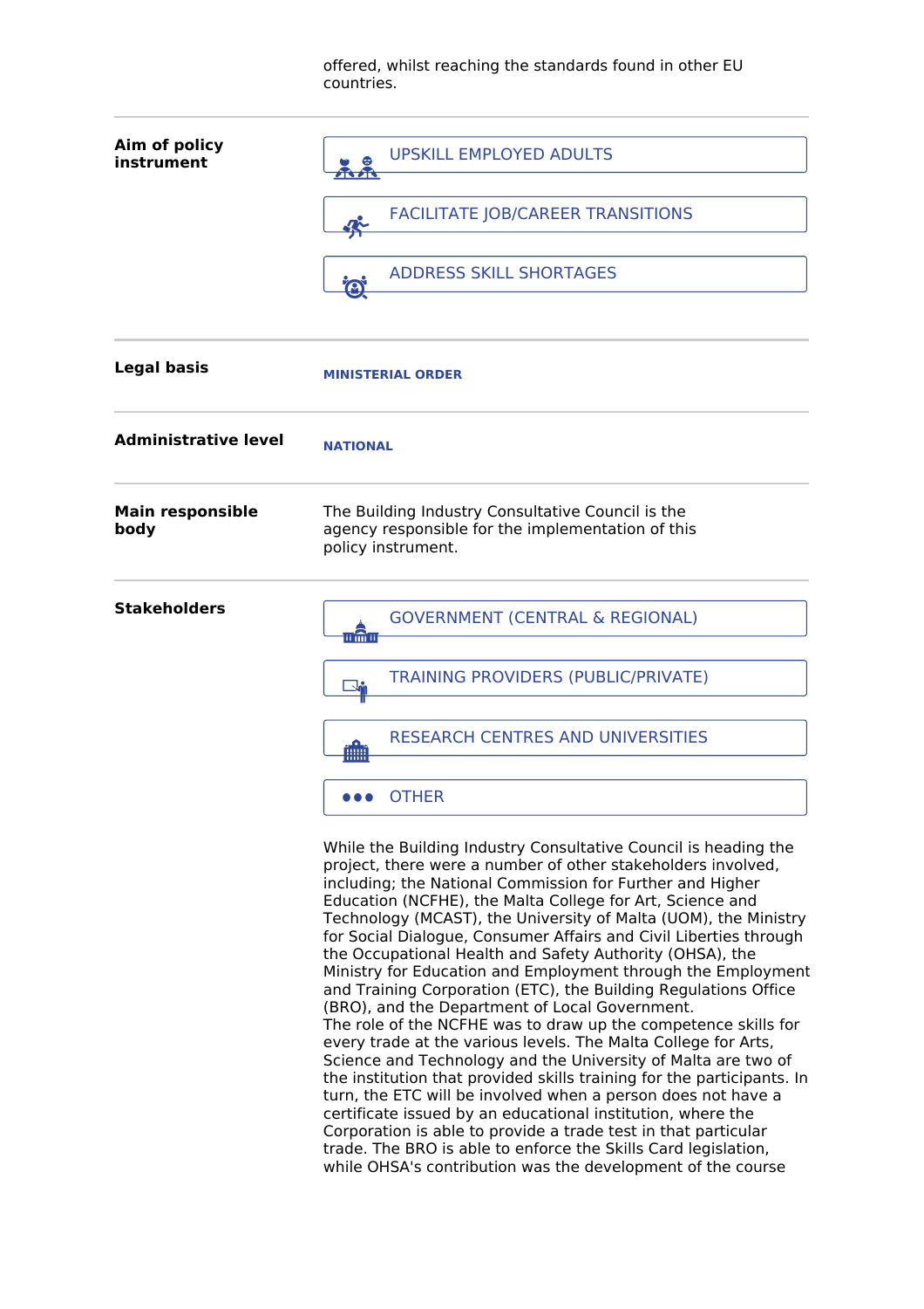offered, whilst reaching the standards found in other EU countries.

| | |
|---|---|
| **Aim of policy instrument** | UPSKILL EMPLOYED ADULTS<br>FACILITATE JOB/CAREER TRANSITIONS<br>ADDRESS SKILL SHORTAGES |
| **Legal basis** | MINISTERIAL ORDER |
| **Administrative level** | NATIONAL |
| **Main responsible body** | The Building Industry Consultative Council is the agency responsible for the implementation of this policy instrument. |
| **Stakeholders** | GOVERNMENT (CENTRAL & REGIONAL)<br>TRAINING PROVIDERS (PUBLIC/PRIVATE)<br>RESEARCH CENTRES AND UNIVERSITIES<br>OTHER |

While the Building Industry Consultative Council is heading the project, there were a number of other stakeholders involved, including; the National Commission for Further and Higher Education (NCFHE), the Malta College for Art, Science and Technology (MCAST), the University of Malta (UOM), the Ministry for Social Dialogue, Consumer Affairs and Civil Liberties through the Occupational Health and Safety Authority (OHSA), the Ministry for Education and Employment through the Employment and Training Corporation (ETC), the Building Regulations Office (BRO), and the Department of Local Government.
The role of the NCFHE was to draw up the competence skills for every trade at the various levels. The Malta College for Arts, Science and Technology and the University of Malta are two of the institution that provided skills training for the participants. In turn, the ETC will be involved when a person does not have a certificate issued by an educational institution, where the Corporation is able to provide a trade test in that particular trade. The BRO is able to enforce the Skills Card legislation, while OHSA's contribution was the development of the course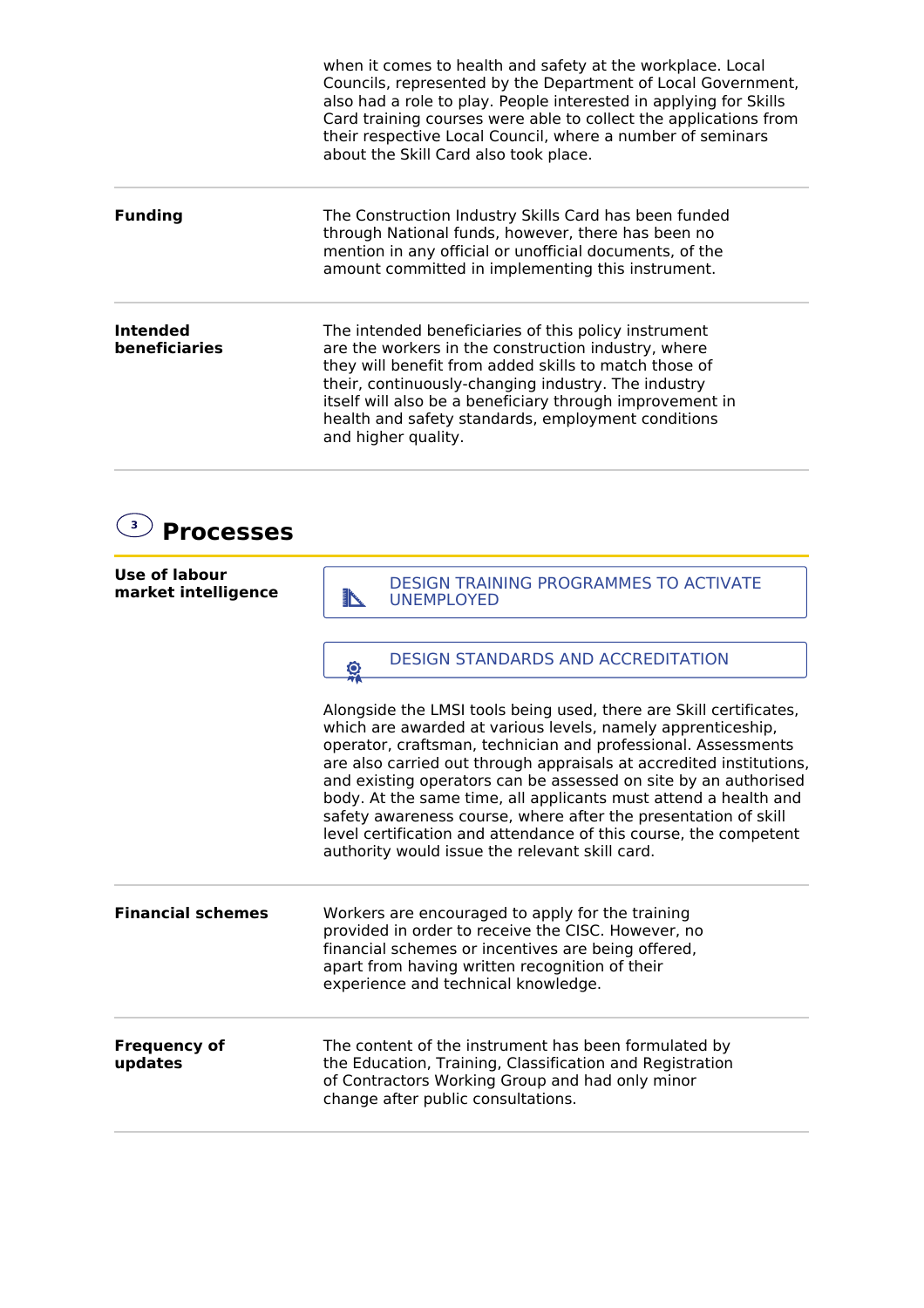when it comes to health and safety at the workplace. Local Councils, represented by the Department of Local Government, also had a role to play. People interested in applying for Skills Card training courses were able to collect the applications from their respective Local Council, where a number of seminars about the Skill Card also took place.

**Funding**

The Construction Industry Skills Card has been funded through National funds, however, there has been no mention in any official or unofficial documents, of the amount committed in implementing this instrument.

**Intended beneficiaries**

The intended beneficiaries of this policy instrument are the workers in the construction industry, where they will benefit from added skills to match those of their, continuously-changing industry. The industry itself will also be a beneficiary through improvement in health and safety standards, employment conditions and higher quality.

## 3 Processes

**Use of labour market intelligence**

DESIGN TRAINING PROGRAMMES TO ACTIVATE UNEMPLOYED

DESIGN STANDARDS AND ACCREDITATION

Alongside the LMSI tools being used, there are Skill certificates, which are awarded at various levels, namely apprenticeship, operator, craftsman, technician and professional. Assessments are also carried out through appraisals at accredited institutions, and existing operators can be assessed on site by an authorised body. At the same time, all applicants must attend a health and safety awareness course, where after the presentation of skill level certification and attendance of this course, the competent authority would issue the relevant skill card.

**Financial schemes**

Workers are encouraged to apply for the training provided in order to receive the CISC. However, no financial schemes or incentives are being offered, apart from having written recognition of their experience and technical knowledge.

**Frequency of updates**

The content of the instrument has been formulated by the Education, Training, Classification and Registration of Contractors Working Group and had only minor change after public consultations.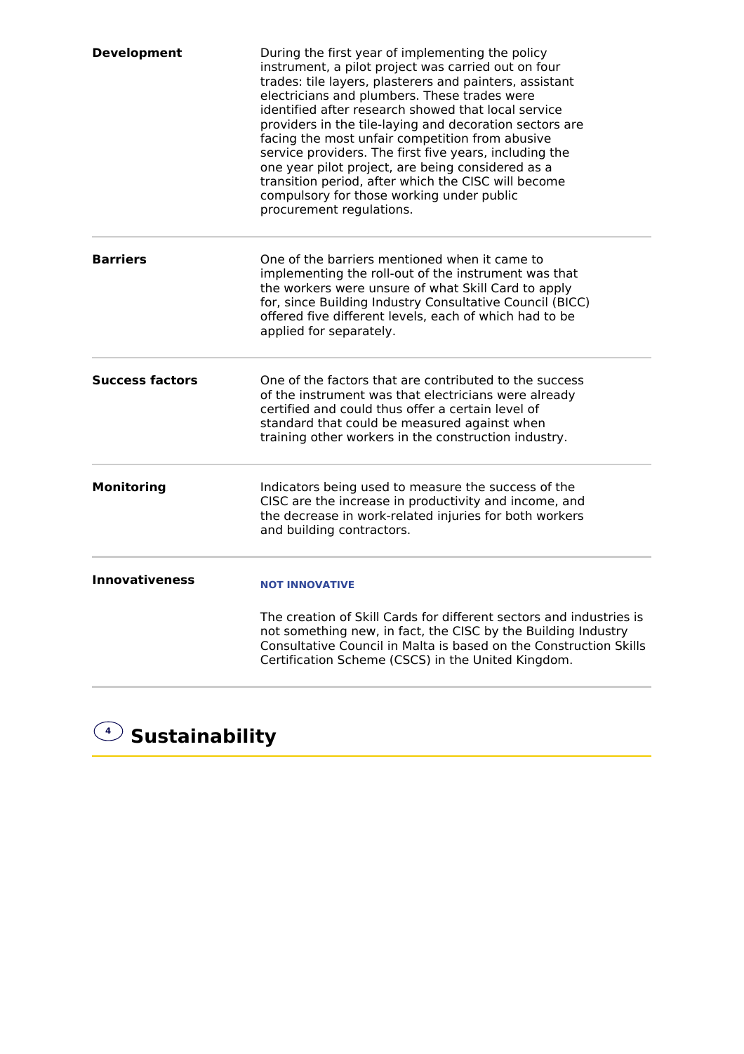| | |
|---|---|
| **Development** | During the first year of implementing the policy instrument, a pilot project was carried out on four trades: tile layers, plasterers and painters, assistant electricians and plumbers. These trades were identified after research showed that local service providers in the tile-laying and decoration sectors are facing the most unfair competition from abusive service providers. The first five years, including the one year pilot project, are being considered as a transition period, after which the CISC will become compulsory for those working under public procurement regulations. |
| **Barriers** | One of the barriers mentioned when it came to implementing the roll-out of the instrument was that the workers were unsure of what Skill Card to apply for, since Building Industry Consultative Council (BICC) offered five different levels, each of which had to be applied for separately. |
| **Success factors** | One of the factors that are contributed to the success of the instrument was that electricians were already certified and could thus offer a certain level of standard that could be measured against when training other workers in the construction industry. |
| **Monitoring** | Indicators being used to measure the success of the CISC are the increase in productivity and income, and the decrease in work-related injuries for both workers and building contractors. |
| **Innovativeness** | **NOT INNOVATIVE**<br><br>The creation of Skill Cards for different sectors and industries is not something new, in fact, the CISC by the Building Industry Consultative Council in Malta is based on the Construction Skills Certification Scheme (CSCS) in the United Kingdom. |

## 4 Sustainability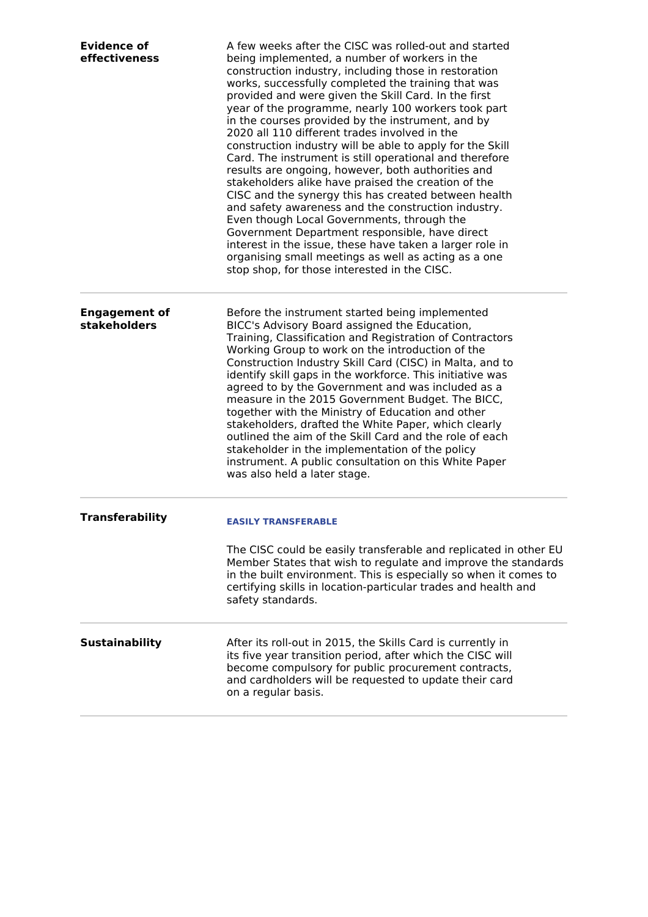| | |
|---|---|
| **Evidence of effectiveness** | A few weeks after the CISC was rolled-out and started being implemented, a number of workers in the construction industry, including those in restoration works, successfully completed the training that was provided and were given the Skill Card. In the first year of the programme, nearly 100 workers took part in the courses provided by the instrument, and by 2020 all 110 different trades involved in the construction industry will be able to apply for the Skill Card. The instrument is still operational and therefore results are ongoing, however, both authorities and stakeholders alike have praised the creation of the CISC and the synergy this has created between health and safety awareness and the construction industry. Even though Local Governments, through the Government Department responsible, have direct interest in the issue, these have taken a larger role in organising small meetings as well as acting as a one stop shop, for those interested in the CISC. |
| **Engagement of stakeholders** | Before the instrument started being implemented BICC's Advisory Board assigned the Education, Training, Classification and Registration of Contractors Working Group to work on the introduction of the Construction Industry Skill Card (CISC) in Malta, and to identify skill gaps in the workforce. This initiative was agreed to by the Government and was included as a measure in the 2015 Government Budget. The BICC, together with the Ministry of Education and other stakeholders, drafted the White Paper, which clearly outlined the aim of the Skill Card and the role of each stakeholder in the implementation of the policy instrument. A public consultation on this White Paper was also held a later stage. |
| **Transferability** | **EASILY TRANSFERABLE**<br><br>The CISC could be easily transferable and replicated in other EU Member States that wish to regulate and improve the standards in the built environment. This is especially so when it comes to certifying skills in location-particular trades and health and safety standards. |
| **Sustainability** | After its roll-out in 2015, the Skills Card is currently in its five year transition period, after which the CISC will become compulsory for public procurement contracts, and cardholders will be requested to update their card on a regular basis. |